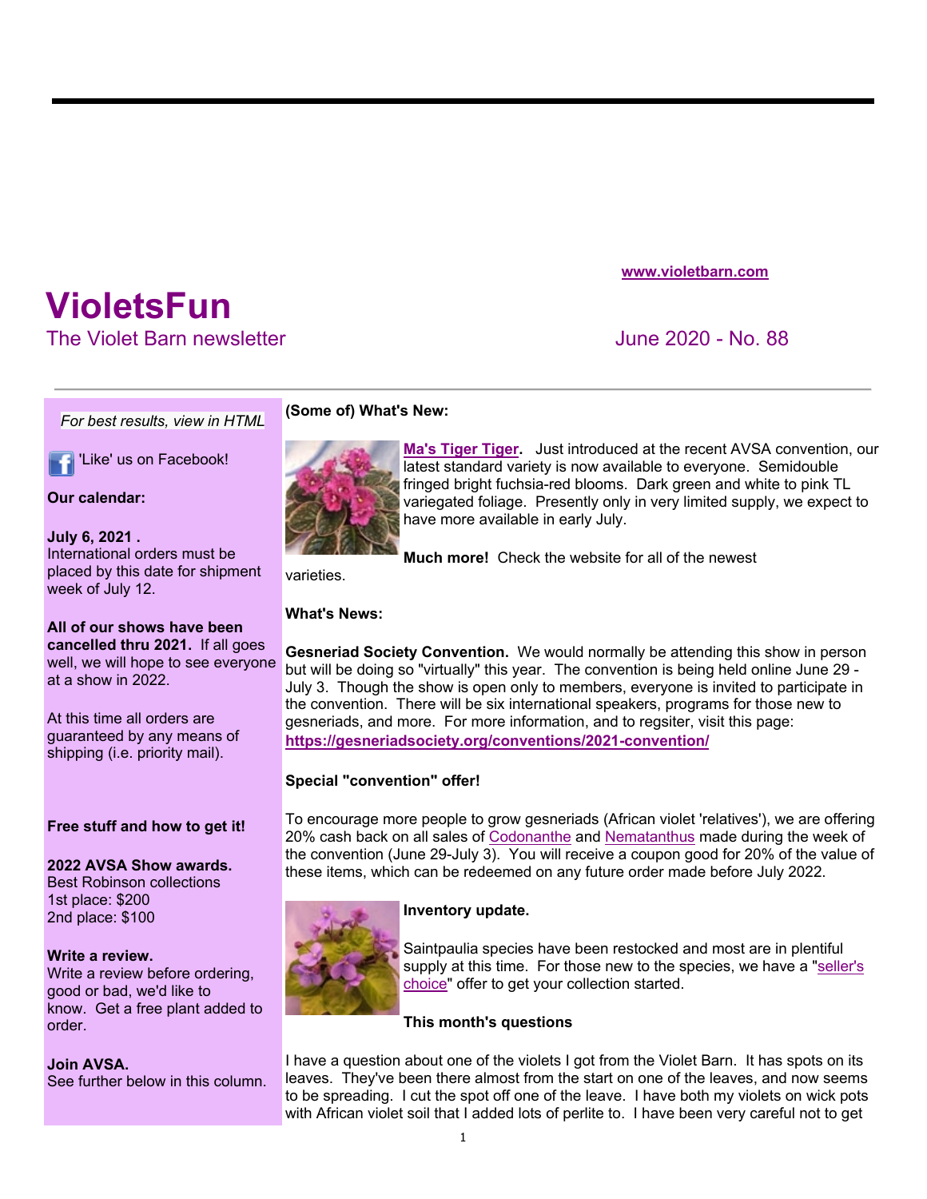www.violetbarn.com

# VioletsFun

## The Violet Barn newsletter

June 2020 - No. 88

*For best results, view in HTML*

'Like' us on Facebook!

**Our calendar:**

**July 6, 2021 .**
International orders must be placed by this date for shipment week of July 12.

**All of our shows have been cancelled thru 2021.** If all goes well, we will hope to see everyone at a show in 2022.

At this time all orders are guaranteed by any means of shipping (i.e. priority mail).

**Free stuff and how to get it!**

**2022 AVSA Show awards.**
Best Robinson collections
1st place: $200
2nd place: $100

**Write a review.**
Write a review before ordering, good or bad, we'd like to know. Get a free plant added to order.

**Join AVSA.**
See further below in this column.

**(Some of) What's New:**

**Ma's Tiger Tiger.** Just introduced at the recent AVSA convention, our latest standard variety is now available to everyone. Semidouble fringed bright fuchsia-red blooms. Dark green and white to pink TL variegated foliage. Presently only in very limited supply, we expect to have more available in early July.

**Much more!** Check the website for all of the newest varieties.

**What's News:**

**Gesneriad Society Convention.** We would normally be attending this show in person but will be doing so "virtually" this year. The convention is being held online June 29 - July 3. Though the show is open only to members, everyone is invited to participate in the convention. There will be six international speakers, programs for those new to gesneriads, and more. For more information, and to regsiter, visit this page: **https://gesneriadsociety.org/conventions/2021-convention/**

**Special "convention" offer!**

To encourage more people to grow gesneriads (African violet 'relatives'), we are offering 20% cash back on all sales of Codonanthe and Nematanthus made during the week of the convention (June 29-July 3). You will receive a coupon good for 20% of the value of these items, which can be redeemed on any future order made before July 2022.

**Inventory update.**

Saintpaulia species have been restocked and most are in plentiful supply at this time. For those new to the species, we have a "seller's choice" offer to get your collection started.

**This month's questions**

I have a question about one of the violets I got from the Violet Barn. It has spots on its leaves. They've been there almost from the start on one of the leaves, and now seems to be spreading. I cut the spot off one of the leave. I have both my violets on wick pots with African violet soil that I added lots of perlite to. I have been very careful not to get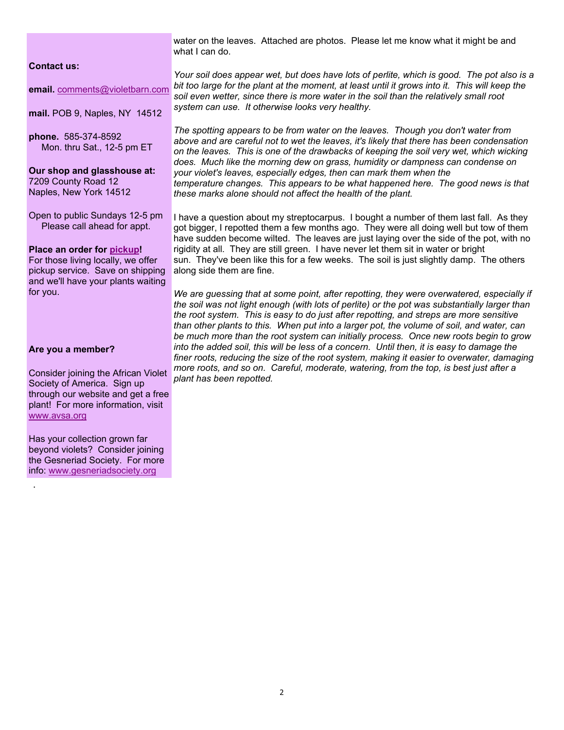water on the leaves. Attached are photos. Please let me know what it might be and what I can do.

*Your soil does appear wet, but does have lots of perlite, which is good. The pot also is a bit too large for the plant at the moment, at least until it grows into it. This will keep the soil even wetter, since there is more water in the soil than the relatively small root system can use. It otherwise looks very healthy.*

*The spotting appears to be from water on the leaves. Though you don't water from above and are careful not to wet the leaves, it's likely that there has been condensation on the leaves. This is one of the drawbacks of keeping the soil very wet, which wicking does. Much like the morning dew on grass, humidity or dampness can condense on your violet's leaves, especially edges, then can mark them when the temperature changes. This appears to be what happened here. The good news is that these marks alone should not affect the health of the plant.*

I have a question about my streptocarpus. I bought a number of them last fall. As they got bigger, I repotted them a few months ago. They were all doing well but tow of them have sudden become wilted. The leaves are just laying over the side of the pot, with no rigidity at all. They are still green. I have never let them sit in water or bright sun. They've been like this for a few weeks. The soil is just slightly damp. The others along side them are fine.

*We are guessing that at some point, after repotting, they were overwatered, especially if the soil was not light enough (with lots of perlite) or the pot was substantially larger than the root system. This is easy to do just after repotting, and streps are more sensitive than other plants to this. When put into a larger pot, the volume of soil, and water, can be much more than the root system can initially process. Once new roots begin to grow into the added soil, this will be less of a concern. Until then, it is easy to damage the finer roots, reducing the size of the root system, making it easier to overwater, damaging more roots, and so on. Careful, moderate, watering, from the top, is best just after a plant has been repotted.*

**Contact us:**

**email.** comments@violetbarn.com

**mail.** POB 9, Naples, NY 14512

**phone.** 585-374-8592
Mon. thru Sat., 12-5 pm ET

**Our shop and glasshouse at:**
7209 County Road 12
Naples, New York 14512

Open to public Sundays 12-5 pm
Please call ahead for appt.

**Place an order for pickup!**
For those living locally, we offer pickup service. Save on shipping and we'll have your plants waiting for you.

**Are you a member?**

Consider joining the African Violet Society of America. Sign up through our website and get a free plant! For more information, visit www.avsa.org

Has your collection grown far beyond violets? Consider joining the Gesneriad Society. For more info: www.gesneriadsociety.org